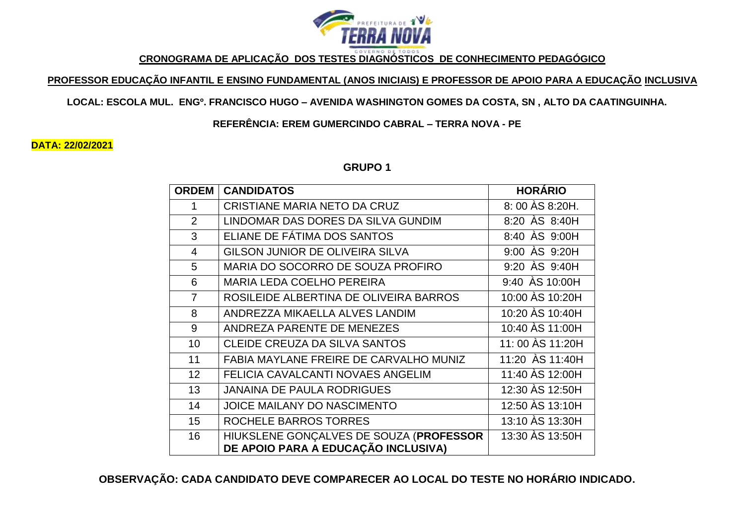## CRONOGRAMA DE APLICAÇÃO DOS TESTES DIAGNÓSTICOS DE CONHECIMENTO PEDAGÓGICO

**PROFESSOR EDUCAÇÃO INFANTIL E ENSINO FUNDAMENTAL (ANOS INICIAIS) E PROFESSOR DE APOIO PARA A EDUCAÇÃO INCLUSIVA**

**LOCAL: ESCOLA MUL. ENGº. FRANCISCO HUGO – AVENIDA WASHINGTON GOMES DA COSTA, SN , ALTO DA CAATINGUINHA.**

**REFERÊNCIA: EREM GUMERCINDO CABRAL – TERRA NOVA - PE**

**DATA: 22/02/2021**

### GRUPO 1

| ORDEM | CANDIDATOS | HORÁRIO |
|---|---|---|
| 1 | CRISTIANE MARIA NETO DA CRUZ | 8: 00 ÀS 8:20H. |
| 2 | LINDOMAR DAS DORES DA SILVA GUNDIM | 8:20 ÀS 8:40H |
| 3 | ELIANE DE FÁTIMA DOS SANTOS | 8:40 ÀS 9:00H |
| 4 | GILSON JUNIOR DE OLIVEIRA SILVA | 9:00 ÀS 9:20H |
| 5 | MARIA DO SOCORRO DE SOUZA PROFIRO | 9:20 ÀS 9:40H |
| 6 | MARIA LEDA COELHO PEREIRA | 9:40 ÀS 10:00H |
| 7 | ROSILEIDE ALBERTINA DE OLIVEIRA BARROS | 10:00 ÀS 10:20H |
| 8 | ANDREZZA MIKAELLA ALVES LANDIM | 10:20 ÀS 10:40H |
| 9 | ANDREZA PARENTE DE MENEZES | 10:40 ÀS 11:00H |
| 10 | CLEIDE CREUZA DA SILVA SANTOS | 11: 00 ÀS 11:20H |
| 11 | FABIA MAYLANE FREIRE DE CARVALHO MUNIZ | 11:20 ÀS 11:40H |
| 12 | FELICIA CAVALCANTI NOVAES ANGELIM | 11:40 ÀS 12:00H |
| 13 | JANAINA DE PAULA RODRIGUES | 12:30 ÀS 12:50H |
| 14 | JOICE MAILANY DO NASCIMENTO | 12:50 ÀS 13:10H |
| 15 | ROCHELE BARROS TORRES | 13:10 ÀS 13:30H |
| 16 | HIUKSLENE GONÇALVES DE SOUZA (**PROFESSOR DE APOIO PARA A EDUCAÇÃO INCLUSIVA)** | 13:30 ÀS 13:50H |

**OBSERVAÇÃO: CADA CANDIDATO DEVE COMPARECER AO LOCAL DO TESTE NO HORÁRIO INDICADO.**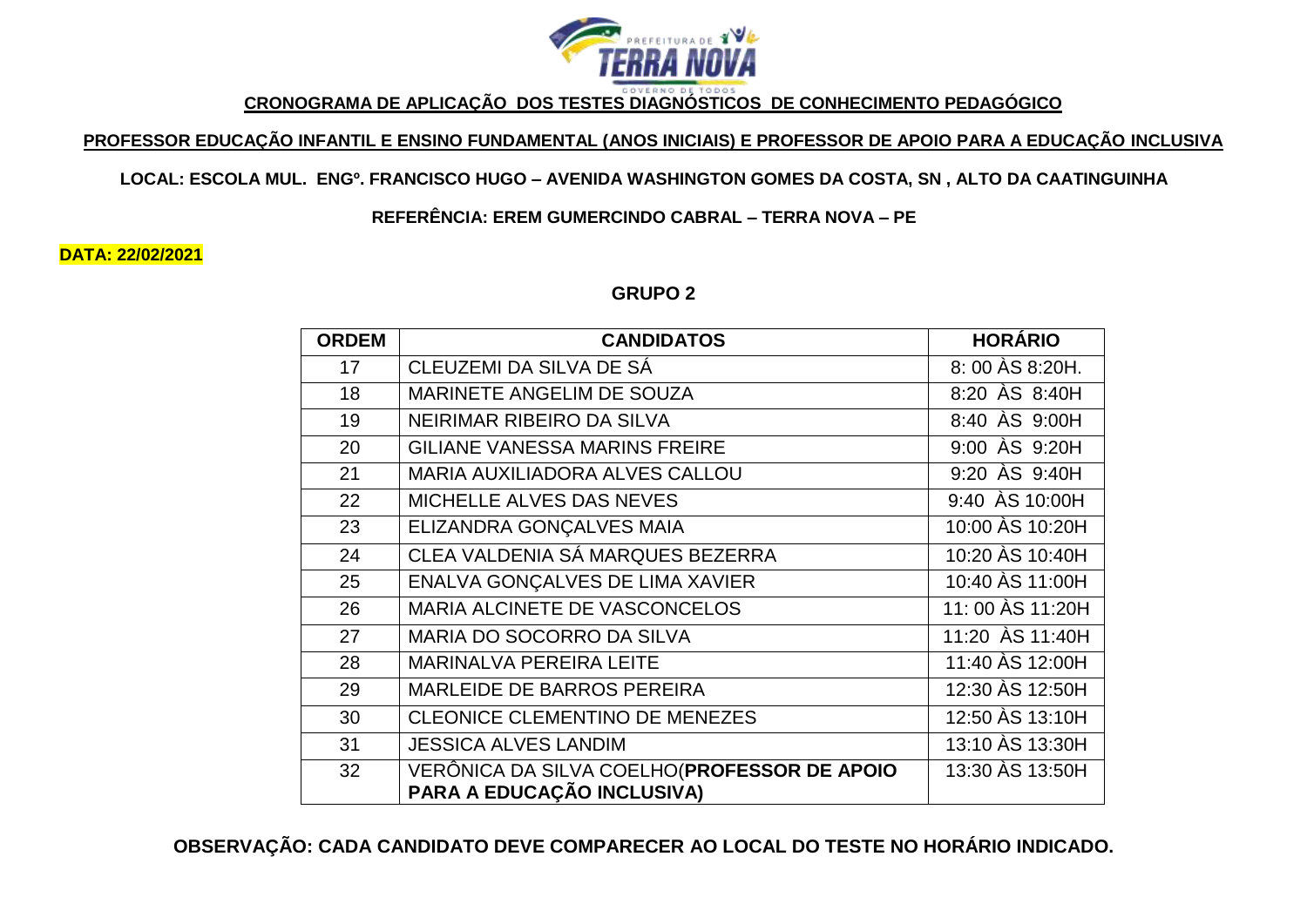**CRONOGRAMA DE APLICAÇÃO DOS TESTES DIAGNÓSTICOS DE CONHECIMENTO PEDAGÓGICO**

**PROFESSOR EDUCAÇÃO INFANTIL E ENSINO FUNDAMENTAL (ANOS INICIAIS) E PROFESSOR DE APOIO PARA A EDUCAÇÃO INCLUSIVA**

**LOCAL: ESCOLA MUL. ENGº. FRANCISCO HUGO – AVENIDA WASHINGTON GOMES DA COSTA, SN , ALTO DA CAATINGUINHA**

**REFERÊNCIA: EREM GUMERCINDO CABRAL – TERRA NOVA – PE**

**DATA: 22/02/2021**

**GRUPO 2**

| ORDEM | CANDIDATOS | HORÁRIO |
|---|---|---|
| 17 | CLEUZEMI DA SILVA DE SÁ | 8: 00 ÀS 8:20H. |
| 18 | MARINETE ANGELIM DE SOUZA | 8:20 ÀS 8:40H |
| 19 | NEIRIMAR RIBEIRO DA SILVA | 8:40 ÀS 9:00H |
| 20 | GILIANE VANESSA MARINS FREIRE | 9:00 ÀS 9:20H |
| 21 | MARIA AUXILIADORA ALVES CALLOU | 9:20 ÀS 9:40H |
| 22 | MICHELLE ALVES DAS NEVES | 9:40 ÀS 10:00H |
| 23 | ELIZANDRA GONÇALVES MAIA | 10:00 ÀS 10:20H |
| 24 | CLEA VALDENIA SÁ MARQUES BEZERRA | 10:20 ÀS 10:40H |
| 25 | ENALVA GONÇALVES DE LIMA XAVIER | 10:40 ÀS 11:00H |
| 26 | MARIA ALCINETE DE VASCONCELOS | 11: 00 ÀS 11:20H |
| 27 | MARIA DO SOCORRO DA SILVA | 11:20 ÀS 11:40H |
| 28 | MARINALVA PEREIRA LEITE | 11:40 ÀS 12:00H |
| 29 | MARLEIDE DE BARROS PEREIRA | 12:30 ÀS 12:50H |
| 30 | CLEONICE CLEMENTINO DE MENEZES | 12:50 ÀS 13:10H |
| 31 | JESSICA ALVES LANDIM | 13:10 ÀS 13:30H |
| 32 | VERÔNICA DA SILVA COELHO(**PROFESSOR DE APOIO PARA A EDUCAÇÃO INCLUSIVA)** | 13:30 ÀS 13:50H |

**OBSERVAÇÃO: CADA CANDIDATO DEVE COMPARECER AO LOCAL DO TESTE NO HORÁRIO INDICADO.**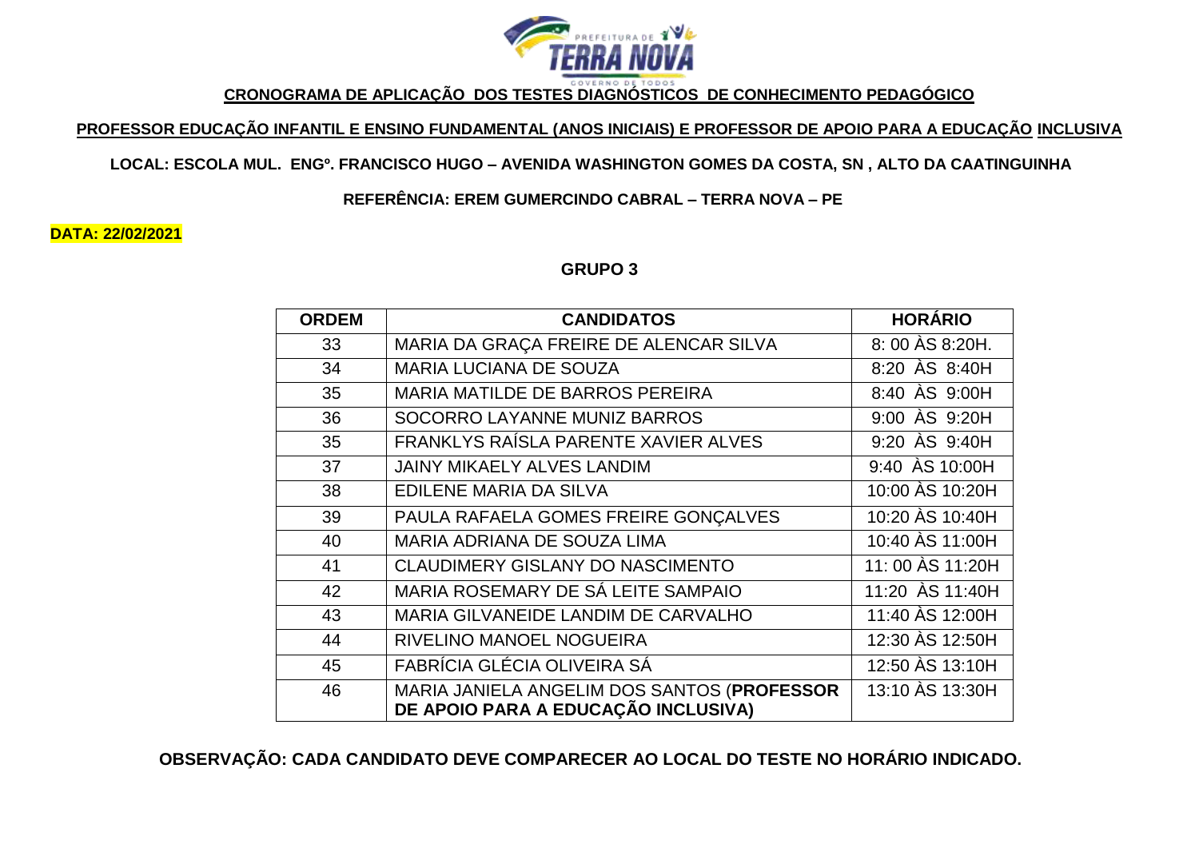**CRONOGRAMA DE APLICAÇÃO DOS TESTES DIAGNÓSTICOS DE CONHECIMENTO PEDAGÓGICO**

**PROFESSOR EDUCAÇÃO INFANTIL E ENSINO FUNDAMENTAL (ANOS INICIAIS) E PROFESSOR DE APOIO PARA A EDUCAÇÃO INCLUSIVA**

**LOCAL: ESCOLA MUL. ENGº. FRANCISCO HUGO – AVENIDA WASHINGTON GOMES DA COSTA, SN , ALTO DA CAATINGUINHA**

**REFERÊNCIA: EREM GUMERCINDO CABRAL – TERRA NOVA – PE**

**DATA: 22/02/2021**

**GRUPO 3**

| ORDEM | CANDIDATOS | HORÁRIO |
|---|---|---|
| 33 | MARIA DA GRAÇA FREIRE DE ALENCAR SILVA | 8: 00 ÀS 8:20H. |
| 34 | MARIA LUCIANA DE SOUZA | 8:20 ÀS 8:40H |
| 35 | MARIA MATILDE DE BARROS PEREIRA | 8:40 ÀS 9:00H |
| 36 | SOCORRO LAYANNE MUNIZ BARROS | 9:00 ÀS 9:20H |
| 35 | FRANKLYS RAÍSLA PARENTE XAVIER ALVES | 9:20 ÀS 9:40H |
| 37 | JAINY MIKAELY ALVES LANDIM | 9:40 ÀS 10:00H |
| 38 | EDILENE MARIA DA SILVA | 10:00 ÀS 10:20H |
| 39 | PAULA RAFAELA GOMES FREIRE GONÇALVES | 10:20 ÀS 10:40H |
| 40 | MARIA ADRIANA DE SOUZA LIMA | 10:40 ÀS 11:00H |
| 41 | CLAUDIMERY GISLANY DO NASCIMENTO | 11: 00 ÀS 11:20H |
| 42 | MARIA ROSEMARY DE SÁ LEITE SAMPAIO | 11:20 ÀS 11:40H |
| 43 | MARIA GILVANEIDE LANDIM DE CARVALHO | 11:40 ÀS 12:00H |
| 44 | RIVELINO MANOEL NOGUEIRA | 12:30 ÀS 12:50H |
| 45 | FABRÍCIA GLÉCIA OLIVEIRA SÁ | 12:50 ÀS 13:10H |
| 46 | MARIA JANIELA ANGELIM DOS SANTOS (**PROFESSOR DE APOIO PARA A EDUCAÇÃO INCLUSIVA)** | 13:10 ÀS 13:30H |

**OBSERVAÇÃO: CADA CANDIDATO DEVE COMPARECER AO LOCAL DO TESTE NO HORÁRIO INDICADO.**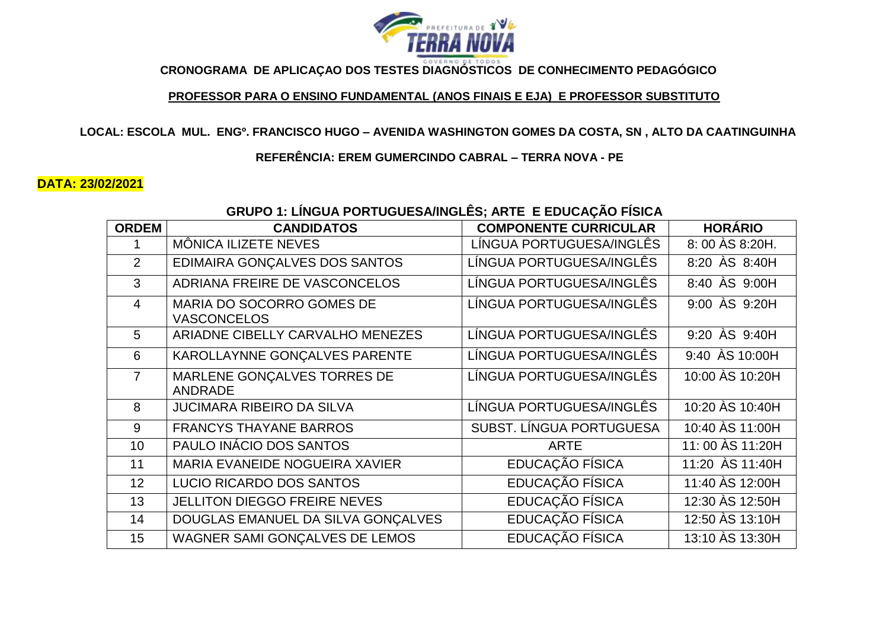**CRONOGRAMA DE APLICAÇAO DOS TESTES DIAGNÓSTICOS DE CONHECIMENTO PEDAGÓGICO**

**PROFESSOR PARA O ENSINO FUNDAMENTAL (ANOS FINAIS E EJA) E PROFESSOR SUBSTITUTO**

**LOCAL: ESCOLA MUL. ENGº. FRANCISCO HUGO – AVENIDA WASHINGTON GOMES DA COSTA, SN , ALTO DA CAATINGUINHA**

**REFERÊNCIA: EREM GUMERCINDO CABRAL – TERRA NOVA - PE**

**DATA: 23/02/2021**

**GRUPO 1: LÍNGUA PORTUGUESA/INGLÊS; ARTE E EDUCAÇÃO FÍSICA**

| ORDEM | CANDIDATOS | COMPONENTE CURRICULAR | HORÁRIO |
|---|---|---|---|
| 1 | MÔNICA ILIZETE NEVES | LÍNGUA PORTUGUESA/INGLÊS | 8: 00 ÀS 8:20H. |
| 2 | EDIMAIRA GONÇALVES DOS SANTOS | LÍNGUA PORTUGUESA/INGLÊS | 8:20 ÀS 8:40H |
| 3 | ADRIANA FREIRE DE VASCONCELOS | LÍNGUA PORTUGUESA/INGLÊS | 8:40 ÀS 9:00H |
| 4 | MARIA DO SOCORRO GOMES DE VASCONCELOS | LÍNGUA PORTUGUESA/INGLÊS | 9:00 ÀS 9:20H |
| 5 | ARIADNE CIBELLY CARVALHO MENEZES | LÍNGUA PORTUGUESA/INGLÊS | 9:20 ÀS 9:40H |
| 6 | KAROLLAYNNE GONÇALVES PARENTE | LÍNGUA PORTUGUESA/INGLÊS | 9:40 ÀS 10:00H |
| 7 | MARLENE GONÇALVES TORRES DE ANDRADE | LÍNGUA PORTUGUESA/INGLÊS | 10:00 ÀS 10:20H |
| 8 | JUCIMARA RIBEIRO DA SILVA | LÍNGUA PORTUGUESA/INGLÊS | 10:20 ÀS 10:40H |
| 9 | FRANCYS THAYANE BARROS | SUBST. LÍNGUA PORTUGUESA | 10:40 ÀS 11:00H |
| 10 | PAULO INÁCIO DOS SANTOS | ARTE | 11: 00 ÀS 11:20H |
| 11 | MARIA EVANEIDE NOGUEIRA XAVIER | EDUCAÇÃO FÍSICA | 11:20 ÀS 11:40H |
| 12 | LUCIO RICARDO DOS SANTOS | EDUCAÇÃO FÍSICA | 11:40 ÀS 12:00H |
| 13 | JELLITON DIEGGO FREIRE NEVES | EDUCAÇÃO FÍSICA | 12:30 ÀS 12:50H |
| 14 | DOUGLAS EMANUEL DA SILVA GONÇALVES | EDUCAÇÃO FÍSICA | 12:50 ÀS 13:10H |
| 15 | WAGNER SAMI GONÇALVES DE LEMOS | EDUCAÇÃO FÍSICA | 13:10 ÀS 13:30H |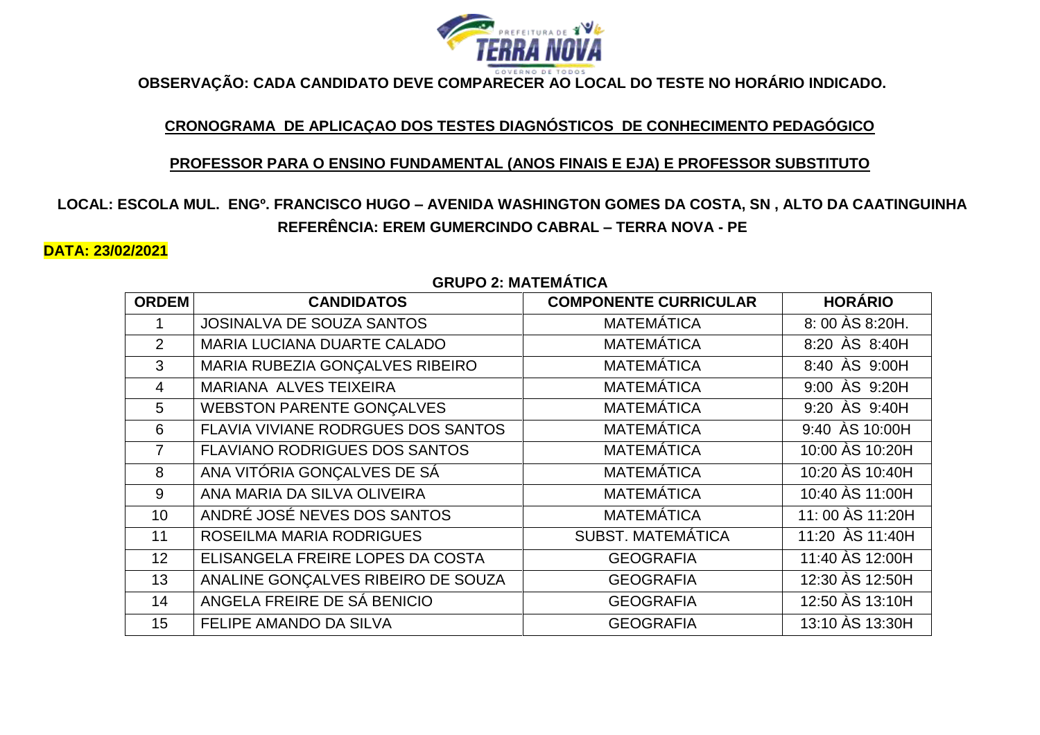**OBSERVAÇÃO: CADA CANDIDATO DEVE COMPARECER AO LOCAL DO TESTE NO HORÁRIO INDICADO.**

## CRONOGRAMA DE APLICAÇAO DOS TESTES DIAGNÓSTICOS DE CONHECIMENTO PEDAGÓGICO

## PROFESSOR PARA O ENSINO FUNDAMENTAL (ANOS FINAIS E EJA) E PROFESSOR SUBSTITUTO

**LOCAL: ESCOLA MUL. ENGº. FRANCISCO HUGO – AVENIDA WASHINGTON GOMES DA COSTA, SN , ALTO DA CAATINGUINHA**
**REFERÊNCIA: EREM GUMERCINDO CABRAL – TERRA NOVA - PE**

**DATA: 23/02/2021**

**GRUPO 2: MATEMÁTICA**

| ORDEM | CANDIDATOS | COMPONENTE CURRICULAR | HORÁRIO |
|---|---|---|---|
| 1 | JOSINALVA DE SOUZA SANTOS | MATEMÁTICA | 8: 00 ÀS 8:20H. |
| 2 | MARIA LUCIANA DUARTE CALADO | MATEMÁTICA | 8:20 ÀS 8:40H |
| 3 | MARIA RUBEZIA GONÇALVES RIBEIRO | MATEMÁTICA | 8:40 ÀS 9:00H |
| 4 | MARIANA ALVES TEIXEIRA | MATEMÁTICA | 9:00 ÀS 9:20H |
| 5 | WEBSTON PARENTE GONÇALVES | MATEMÁTICA | 9:20 ÀS 9:40H |
| 6 | FLAVIA VIVIANE RODRGUES DOS SANTOS | MATEMÁTICA | 9:40 ÀS 10:00H |
| 7 | FLAVIANO RODRIGUES DOS SANTOS | MATEMÁTICA | 10:00 ÀS 10:20H |
| 8 | ANA VITÓRIA GONÇALVES DE SÁ | MATEMÁTICA | 10:20 ÀS 10:40H |
| 9 | ANA MARIA DA SILVA OLIVEIRA | MATEMÁTICA | 10:40 ÀS 11:00H |
| 10 | ANDRÉ JOSÉ NEVES DOS SANTOS | MATEMÁTICA | 11: 00 ÀS 11:20H |
| 11 | ROSEILMA MARIA RODRIGUES | SUBST. MATEMÁTICA | 11:20 ÀS 11:40H |
| 12 | ELISANGELA FREIRE LOPES DA COSTA | GEOGRAFIA | 11:40 ÀS 12:00H |
| 13 | ANALINE GONÇALVES RIBEIRO DE SOUZA | GEOGRAFIA | 12:30 ÀS 12:50H |
| 14 | ANGELA FREIRE DE SÁ BENICIO | GEOGRAFIA | 12:50 ÀS 13:10H |
| 15 | FELIPE AMANDO DA SILVA | GEOGRAFIA | 13:10 ÀS 13:30H |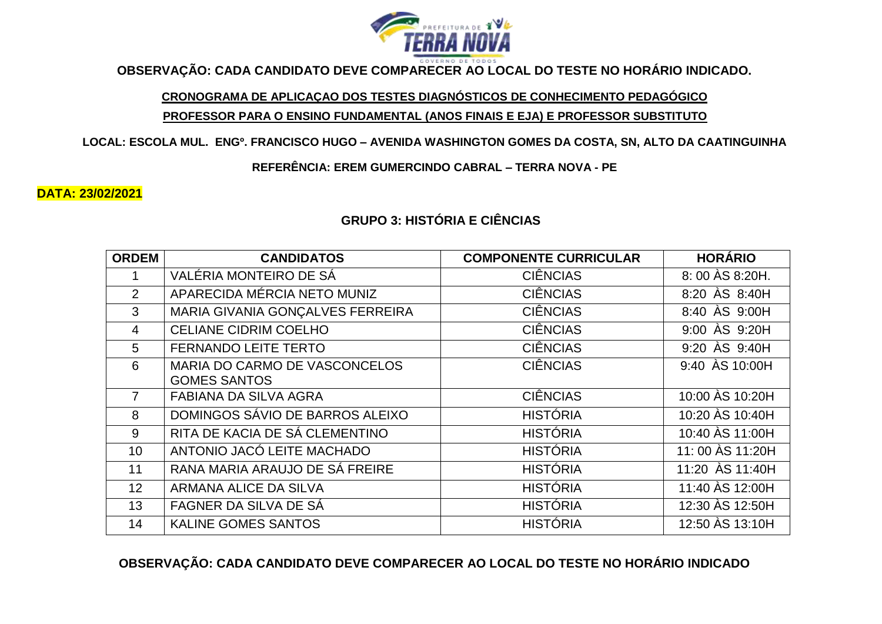**OBSERVAÇÃO: CADA CANDIDATO DEVE COMPARECER AO LOCAL DO TESTE NO HORÁRIO INDICADO.**

**CRONOGRAMA DE APLICAÇAO DOS TESTES DIAGNÓSTICOS DE CONHECIMENTO PEDAGÓGICO**

**PROFESSOR PARA O ENSINO FUNDAMENTAL (ANOS FINAIS E EJA) E PROFESSOR SUBSTITUTO**

**LOCAL: ESCOLA MUL. ENGº. FRANCISCO HUGO – AVENIDA WASHINGTON GOMES DA COSTA, SN, ALTO DA CAATINGUINHA**

**REFERÊNCIA: EREM GUMERCINDO CABRAL – TERRA NOVA - PE**

**DATA: 23/02/2021**

## GRUPO 3: HISTÓRIA E CIÊNCIAS

| ORDEM | CANDIDATOS | COMPONENTE CURRICULAR | HORÁRIO |
|---|---|---|---|
| 1 | VALÉRIA MONTEIRO DE SÁ | CIÊNCIAS | 8: 00 ÀS 8:20H. |
| 2 | APARECIDA MÉRCIA NETO MUNIZ | CIÊNCIAS | 8:20 ÀS 8:40H |
| 3 | MARIA GIVANIA GONÇALVES FERREIRA | CIÊNCIAS | 8:40 ÀS 9:00H |
| 4 | CELIANE CIDRIM COELHO | CIÊNCIAS | 9:00 ÀS 9:20H |
| 5 | FERNANDO LEITE TERTO | CIÊNCIAS | 9:20 ÀS 9:40H |
| 6 | MARIA DO CARMO DE VASCONCELOS GOMES SANTOS | CIÊNCIAS | 9:40 ÀS 10:00H |
| 7 | FABIANA DA SILVA AGRA | CIÊNCIAS | 10:00 ÀS 10:20H |
| 8 | DOMINGOS SÁVIO DE BARROS ALEIXO | HISTÓRIA | 10:20 ÀS 10:40H |
| 9 | RITA DE KACIA DE SÁ CLEMENTINO | HISTÓRIA | 10:40 ÀS 11:00H |
| 10 | ANTONIO JACÓ LEITE MACHADO | HISTÓRIA | 11: 00 ÀS 11:20H |
| 11 | RANA MARIA ARAUJO DE SÁ FREIRE | HISTÓRIA | 11:20 ÀS 11:40H |
| 12 | ARMANA ALICE DA SILVA | HISTÓRIA | 11:40 ÀS 12:00H |
| 13 | FAGNER DA SILVA DE SÁ | HISTÓRIA | 12:30 ÀS 12:50H |
| 14 | KALINE GOMES SANTOS | HISTÓRIA | 12:50 ÀS 13:10H |

**OBSERVAÇÃO: CADA CANDIDATO DEVE COMPARECER AO LOCAL DO TESTE NO HORÁRIO INDICADO**